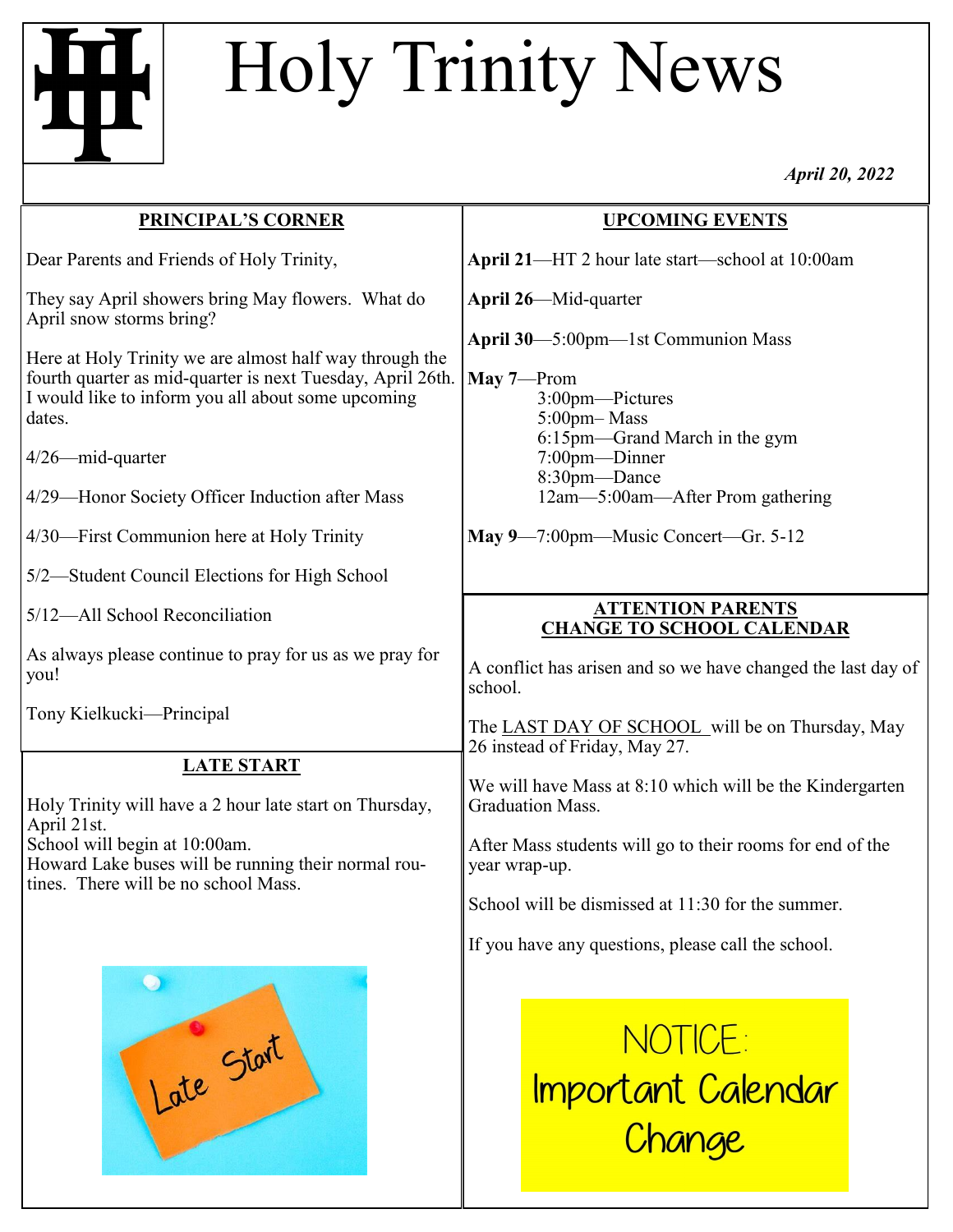# Holy Trinity News

*April 20, 2022*

## PRINCIPAL'S CORNER

Dear Parents and Friends of Holy Trinity,

They say April showers bring May flowers. What do April snow storms bring?

Here at Holy Trinity we are almost half way through the fourth quarter as mid-quarter is next Tuesday, April 26th. I would like to inform you all about some upcoming dates.

4/26—mid-quarter

4/29—Honor Society Officer Induction after Mass

4/30—First Communion here at Holy Trinity

5/2—Student Council Elections for High School

5/12—All School Reconciliation

As always please continue to pray for us as we pray for you!

Tony Kielkucki—Principal

## LATE START

Holy Trinity will have a 2 hour late start on Thursday, April 21st.
School will begin at 10:00am.
Howard Lake buses will be running their normal routines. There will be no school Mass.

## UPCOMING EVENTS

**April 21**—HT 2 hour late start—school at 10:00am

**April 26**—Mid-quarter

**April 30**—5:00pm—1st Communion Mass

**May 7**—Prom
- 3:00pm—Pictures
- 5:00pm– Mass
- 6:15pm—Grand March in the gym
- 7:00pm—Dinner
- 8:30pm—Dance
- 12am—5:00am—After Prom gathering

**May 9**—7:00pm—Music Concert—Gr. 5-12

## ATTENTION PARENTS CHANGE TO SCHOOL CALENDAR

A conflict has arisen and so we have changed the last day of school.

The LAST DAY OF SCHOOL will be on Thursday, May 26 instead of Friday, May 27.

We will have Mass at 8:10 which will be the Kindergarten Graduation Mass.

After Mass students will go to their rooms for end of the year wrap-up.

School will be dismissed at 11:30 for the summer.

If you have any questions, please call the school.

NOTICE: Important Calendar Change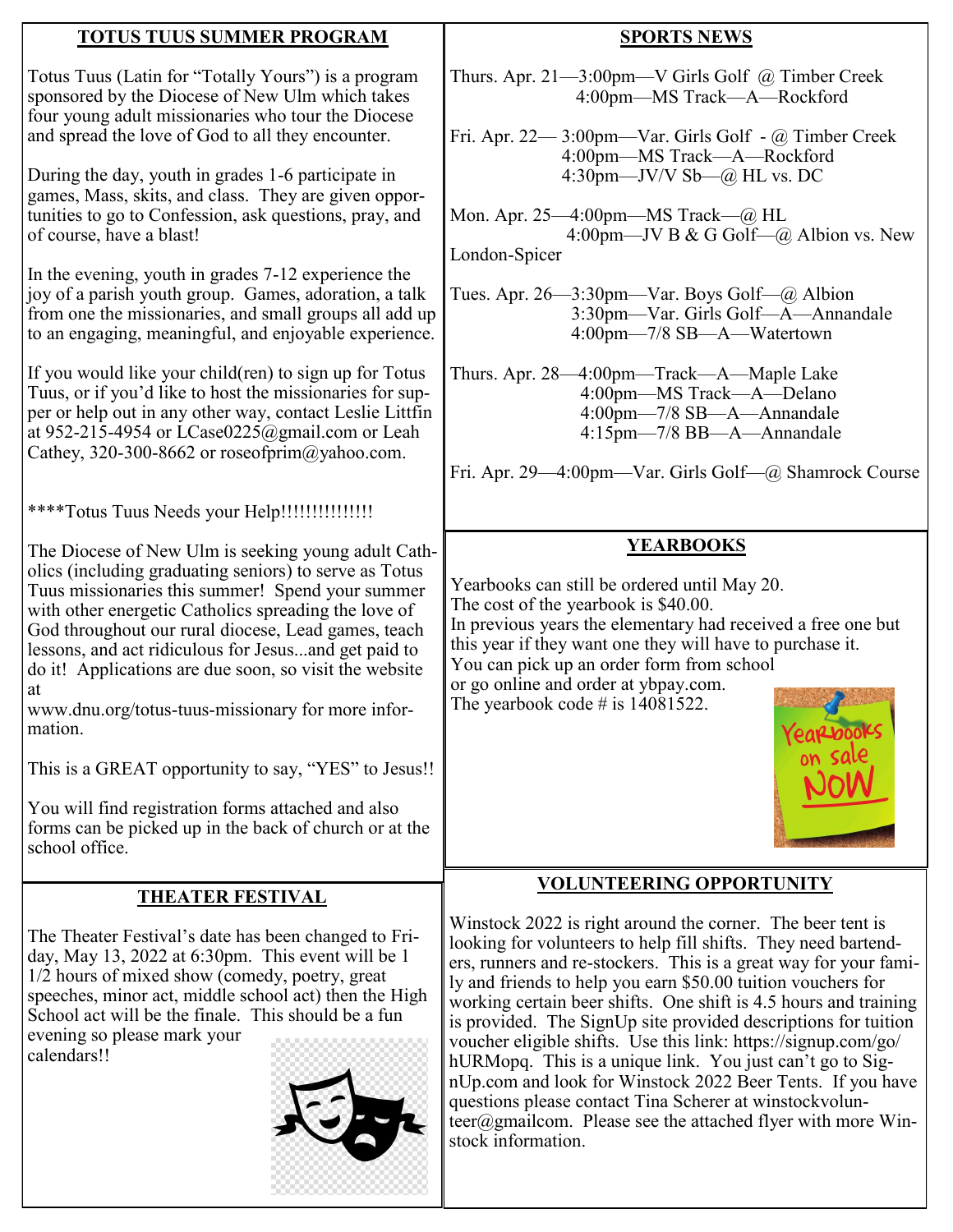## TOTUS TUUS SUMMER PROGRAM

Totus Tuus (Latin for "Totally Yours") is a program sponsored by the Diocese of New Ulm which takes four young adult missionaries who tour the Diocese and spread the love of God to all they encounter.

During the day, youth in grades 1-6 participate in games, Mass, skits, and class. They are given opportunities to go to Confession, ask questions, pray, and of course, have a blast!

In the evening, youth in grades 7-12 experience the joy of a parish youth group. Games, adoration, a talk from one the missionaries, and small groups all add up to an engaging, meaningful, and enjoyable experience.

If you would like your child(ren) to sign up for Totus Tuus, or if you'd like to host the missionaries for supper or help out in any other way, contact Leslie Littfin at 952-215-4954 or LCase0225@gmail.com or Leah Cathey, 320-300-8662 or roseofprim@yahoo.com.

****Totus Tuus Needs your Help!!!!!!!!!!!!!!!

The Diocese of New Ulm is seeking young adult Catholics (including graduating seniors) to serve as Totus Tuus missionaries this summer! Spend your summer with other energetic Catholics spreading the love of God throughout our rural diocese, Lead games, teach lessons, and act ridiculous for Jesus...and get paid to do it! Applications are due soon, so visit the website at www.dnu.org/totus-tuus-missionary for more information.

This is a GREAT opportunity to say, "YES" to Jesus!!

You will find registration forms attached and also forms can be picked up in the back of church or at the school office.

## THEATER FESTIVAL

The Theater Festival's date has been changed to Friday, May 13, 2022 at 6:30pm. This event will be 1 1/2 hours of mixed show (comedy, poetry, great speeches, minor act, middle school act) then the High School act will be the finale. This should be a fun evening so please mark your calendars!!

## SPORTS NEWS

Thurs. Apr. 21—3:00pm—V Girls Golf @ Timber Creek
4:00pm—MS Track—A—Rockford

Fri. Apr. 22— 3:00pm—Var. Girls Golf - @ Timber Creek
4:00pm—MS Track—A—Rockford
4:30pm—JV/V Sb—@ HL vs. DC

Mon. Apr. 25—4:00pm—MS Track—@ HL
4:00pm—JV B & G Golf—@ Albion vs. New London-Spicer

Tues. Apr. 26—3:30pm—Var. Boys Golf—@ Albion
3:30pm—Var. Girls Golf—A—Annandale
4:00pm—7/8 SB—A—Watertown

Thurs. Apr. 28—4:00pm—Track—A—Maple Lake
4:00pm—MS Track—A—Delano
4:00pm—7/8 SB—A—Annandale
4:15pm—7/8 BB—A—Annandale

Fri. Apr. 29—4:00pm—Var. Girls Golf—@ Shamrock Course

## YEARBOOKS

Yearbooks can still be ordered until May 20.
The cost of the yearbook is $40.00.
In previous years the elementary had received a free one but this year if they want one they will have to purchase it.
You can pick up an order form from school or go online and order at ybpay.com.
The yearbook code # is 14081522.

## VOLUNTEERING OPPORTUNITY

Winstock 2022 is right around the corner. The beer tent is looking for volunteers to help fill shifts. They need bartenders, runners and re-stockers. This is a great way for your family and friends to help you earn $50.00 tuition vouchers for working certain beer shifts. One shift is 4.5 hours and training is provided. The SignUp site provided descriptions for tuition voucher eligible shifts. Use this link: https://signup.com/go/hURMopq. This is a unique link. You just can't go to SignUp.com and look for Winstock 2022 Beer Tents. If you have questions please contact Tina Scherer at winstockvolunteer@gmailcom. Please see the attached flyer with more Winstock information.